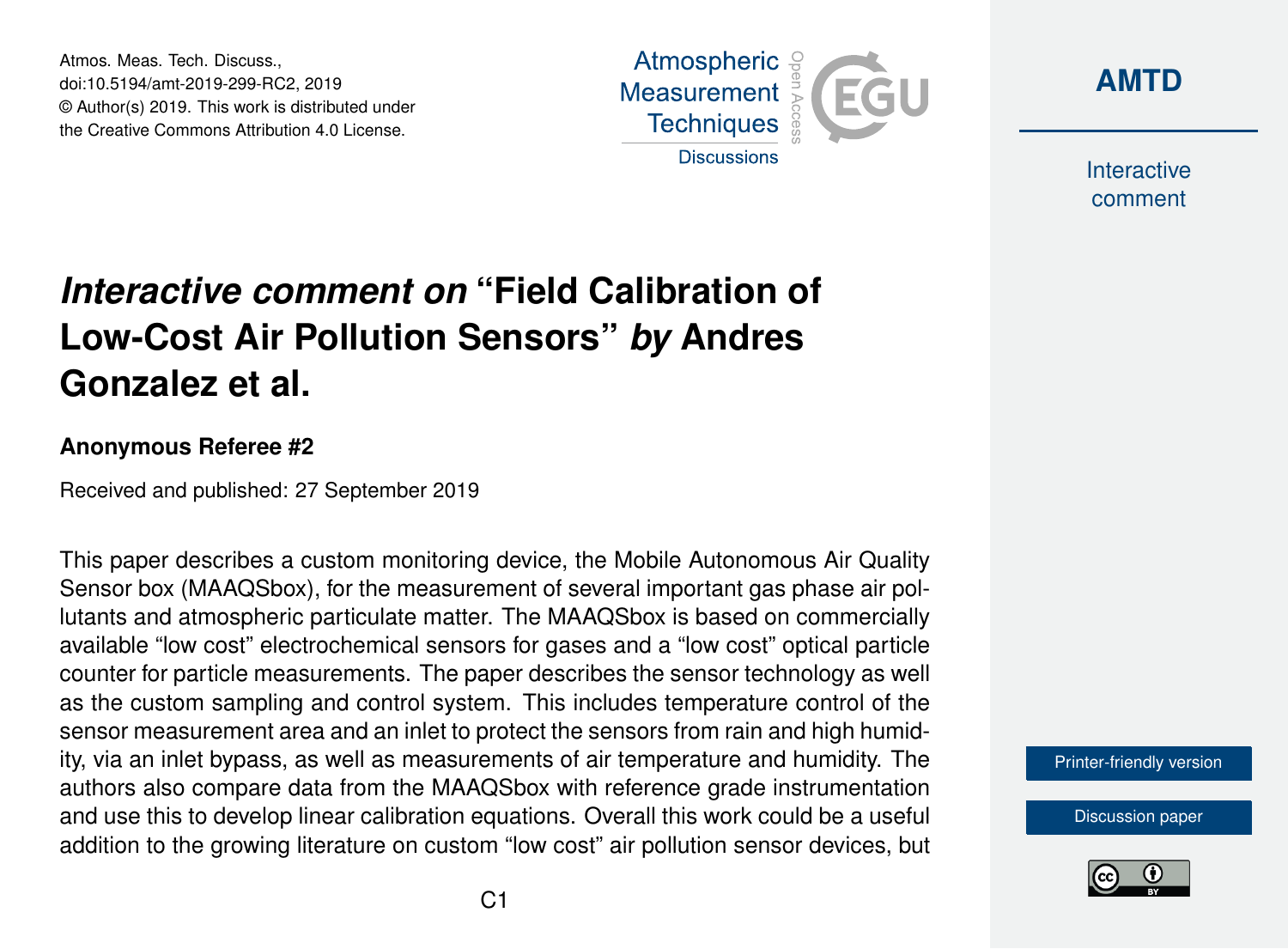# *Interactive comment on* “Field Calibration of Low-Cost Air Pollution Sensors” *by* Andres Gonzalez et al.

### Anonymous Referee #2

Received and published: 27 September 2019

This paper describes a custom monitoring device, the Mobile Autonomous Air Quality Sensor box (MAAQSbox), for the measurement of several important gas phase air pollutants and atmospheric particulate matter. The MAAQSbox is based on commercially available “low cost” electrochemical sensors for gases and a “low cost” optical particle counter for particle measurements. The paper describes the sensor technology as well as the custom sampling and control system. This includes temperature control of the sensor measurement area and an inlet to protect the sensors from rain and high humidity, via an inlet bypass, as well as measurements of air temperature and humidity. The authors also compare data from the MAAQSbox with reference grade instrumentation and use this to develop linear calibration equations. Overall this work could be a useful addition to the growing literature on custom “low cost” air pollution sensor devices, but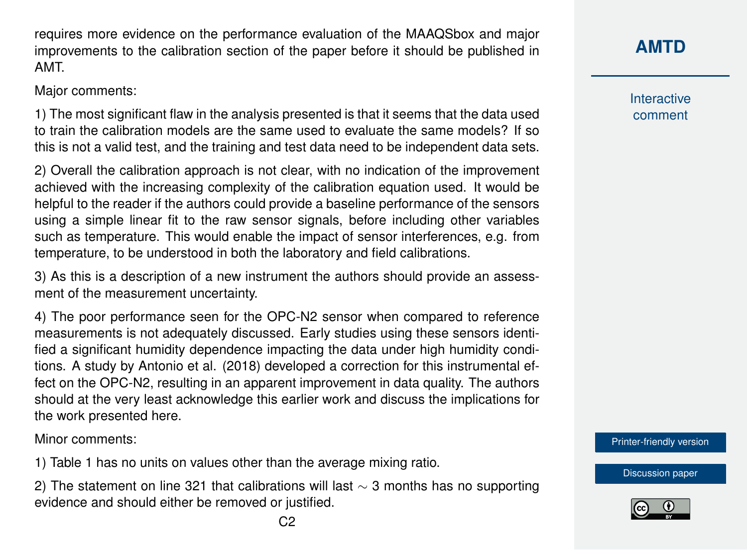requires more evidence on the performance evaluation of the MAAQSbox and major improvements to the calibration section of the paper before it should be published in AMT.

Major comments:

1) The most significant flaw in the analysis presented is that it seems that the data used to train the calibration models are the same used to evaluate the same models? If so this is not a valid test, and the training and test data need to be independent data sets.

2) Overall the calibration approach is not clear, with no indication of the improvement achieved with the increasing complexity of the calibration equation used. It would be helpful to the reader if the authors could provide a baseline performance of the sensors using a simple linear fit to the raw sensor signals, before including other variables such as temperature. This would enable the impact of sensor interferences, e.g. from temperature, to be understood in both the laboratory and field calibrations.

3) As this is a description of a new instrument the authors should provide an assessment of the measurement uncertainty.

4) The poor performance seen for the OPC-N2 sensor when compared to reference measurements is not adequately discussed. Early studies using these sensors identified a significant humidity dependence impacting the data under high humidity conditions. A study by Antonio et al. (2018) developed a correction for this instrumental effect on the OPC-N2, resulting in an apparent improvement in data quality. The authors should at the very least acknowledge this earlier work and discuss the implications for the work presented here.

Minor comments:

1) Table 1 has no units on values other than the average mixing ratio.

2) The statement on line 321 that calibrations will last $\sim$ 3 months has no supporting evidence and should either be removed or justified.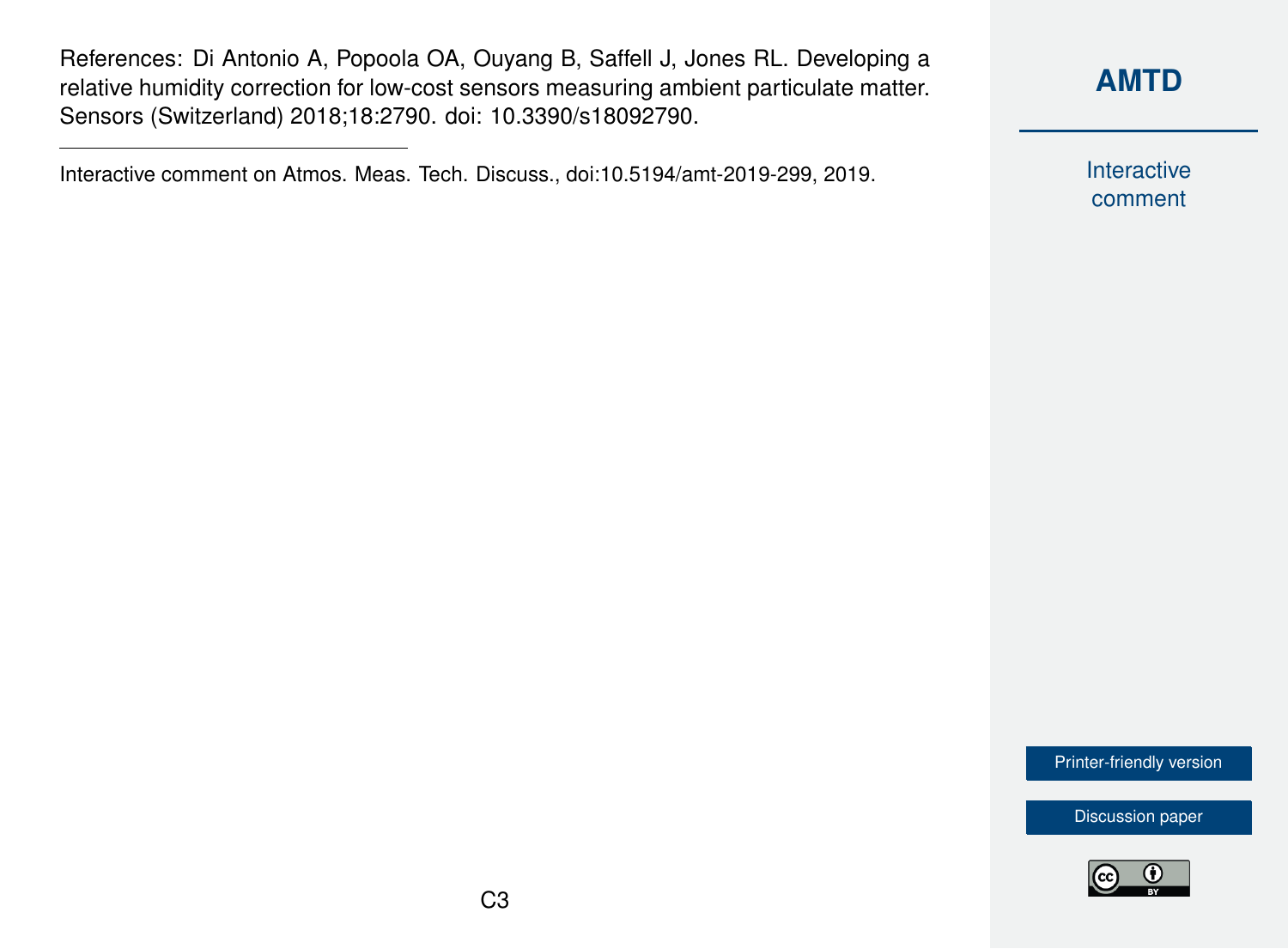References: Di Antonio A, Popoola OA, Ouyang B, Saffell J, Jones RL. Developing a relative humidity correction for low-cost sensors measuring ambient particulate matter. Sensors (Switzerland) 2018;18:2790. doi: 10.3390/s18092790.

---

Interactive comment on Atmos. Meas. Tech. Discuss., doi:10.5194/amt-2019-299, 2019.